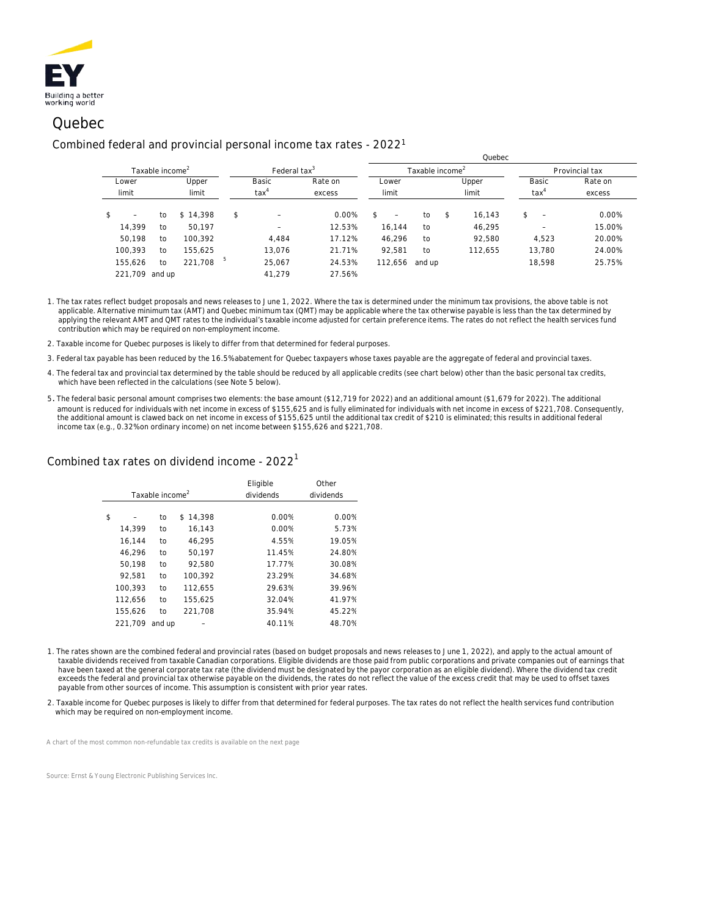EY
Building a better working world

# Quebec

## Combined federal and provincial personal income tax rates - 2022[1]

| Taxable income[2] | | | Federal tax[3] | | Quebec | | | Quebec | |
|---|---|---|---|---|---|---|---|---|---|
| | | | | | Taxable income[2] | | | Provincial tax | |
| Lower limit | | Upper limit | Basic tax[4] | Rate on excess | Lower limit | | Upper limit | Basic tax[4] | Rate on excess |
| $ – | to | $ 14,398 | $ – | 0.00% | $ – | to | $ 16,143 | $ – | 0.00% |
| 14,399 | to | 50,197 | – | 12.53% | 16,144 | to | 46,295 | – | 15.00% |
| 50,198 | to | 100,392 | 4,484 | 17.12% | 46,296 | to | 92,580 | 4,523 | 20.00% |
| 100,393 | to | 155,625 | 13,076 | 21.71% | 92,581 | to | 112,655 | 13,780 | 24.00% |
| 155,626 | to | 221,708 [5] | 25,067 | 24.53% | 112,656 | and up | | 18,598 | 25.75% |
| 221,709 | and up | | 41,279 | 27.56% | | | | | |

1. The tax rates reflect budget proposals and news releases to June 1, 2022. Where the tax is determined under the minimum tax provisions, the above table is not applicable. Alternative minimum tax (AMT) and Quebec minimum tax (QMT) may be applicable where the tax otherwise payable is less than the tax determined by applying the relevant AMT and QMT rates to the individual's taxable income adjusted for certain preference items. The rates do not reflect the health services fund contribution which may be required on non-employment income.

2. Taxable income for Quebec purposes is likely to differ from that determined for federal purposes.

3. Federal tax payable has been reduced by the 16.5% abatement for Quebec taxpayers whose taxes payable are the aggregate of federal and provincial taxes.

4. The federal tax and provincial tax determined by the table should be reduced by all applicable credits (see chart below) other than the basic personal tax credits, which have been reflected in the calculations (see Note 5 below).

5. The federal basic personal amount comprises two elements: the base amount ($12,719 for 2022) and an additional amount ($1,679 for 2022). The additional amount is reduced for individuals with net income in excess of $155,625 and is fully eliminated for individuals with net income in excess of $221,708. Consequently, the additional amount is clawed back on net income in excess of $155,625 until the additional tax credit of $210 is eliminated; this results in additional federal income tax (e.g., 0.32% on ordinary income) on net income between $155,626 and $221,708.

## Combined tax rates on dividend income - 2022[1]

| Taxable income[2] | | | Eligible dividends | Other dividends |
|---|---|---|---|---|
| $ – | to | $ 14,398 | 0.00% | 0.00% |
| 14,399 | to | 16,143 | 0.00% | 5.73% |
| 16,144 | to | 46,295 | 4.55% | 19.05% |
| 46,296 | to | 50,197 | 11.45% | 24.80% |
| 50,198 | to | 92,580 | 17.77% | 30.08% |
| 92,581 | to | 100,392 | 23.29% | 34.68% |
| 100,393 | to | 112,655 | 29.63% | 39.96% |
| 112,656 | to | 155,625 | 32.04% | 41.97% |
| 155,626 | to | 221,708 | 35.94% | 45.22% |
| 221,709 | and up | – | 40.11% | 48.70% |

1. The rates shown are the combined federal and provincial rates (based on budget proposals and news releases to June 1, 2022), and apply to the actual amount of taxable dividends received from taxable Canadian corporations. Eligible dividends are those paid from public corporations and private companies out of earnings that have been taxed at the general corporate tax rate (the dividend must be designated by the payor corporation as an eligible dividend). Where the dividend tax credit exceeds the federal and provincial tax otherwise payable on the dividends, the rates do not reflect the value of the excess credit that may be used to offset taxes payable from other sources of income. This assumption is consistent with prior year rates.

2. Taxable income for Quebec purposes is likely to differ from that determined for federal purposes. The tax rates do not reflect the health services fund contribution which may be required on non-employment income.

A chart of the most common non-refundable tax credits is available on the next page

Source: Ernst & Young Electronic Publishing Services Inc.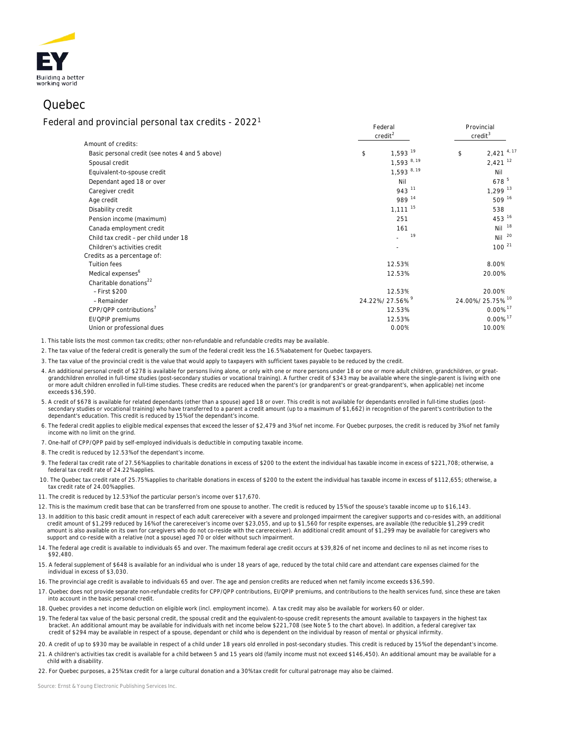# Quebec

## Federal and provincial personal tax credits - 2022[1]

| | Federal credit[2] | Provincial credit[3] |
|---|---|---|
| Amount of credits: | | |
| Basic personal credit (see notes 4 and 5 above) | $ 1,593 [19] | $ 2,421 [4, 17] |
| Spousal credit | 1,593 [8, 19] | 2,421 [12] |
| Equivalent-to-spouse credit | 1,593 [8, 19] | Nil |
| Dependant aged 18 or over | Nil | 678 [5] |
| Caregiver credit | 943 [11] | 1,299 [13] |
| Age credit | 989 [14] | 509 [16] |
| Disability credit | 1,111 [15] | 538 |
| Pension income (maximum) | 251 | 453 [16] |
| Canada employment credit | 161 | Nil [18] |
| Child tax credit – per child under 18 | - [19] | Nil [20] |
| Children's activities credit | - | 100 [21] |
| Credits as a percentage of: | | |
| Tuition fees | 12.53% | 8.00% |
| Medical expenses[6] | 12.53% | 20.00% |
| Charitable donations[22] | | |
| – First $200 | 12.53% | 20.00% |
| – Remainder | 24.22%/ 27.56% [9] | 24.00%/ 25.75% [10] |
| CPP/QPP contributions[7] | 12.53% | 0.00% [17] |
| EI/QPIP premiums | 12.53% | 0.00% [17] |
| Union or professional dues | 0.00% | 10.00% |

1. This table lists the most common tax credits; other non-refundable and refundable credits may be available.
2. The tax value of the federal credit is generally the sum of the federal credit less the 16.5% abatement for Quebec taxpayers.
3. The tax value of the provincial credit is the value that would apply to taxpayers with sufficient taxes payable to be reduced by the credit.
4. An additional personal credit of $278 is available for persons living alone, or only with one or more persons under 18 or one or more adult children, grandchildren, or great-grandchildren enrolled in full-time studies (post-secondary studies or vocational training). A further credit of $343 may be available where the single-parent is living with one or more adult children enrolled in full-time studies. These credits are reduced when the parent's (or grandparent's or great-grandparent's, when applicable) net income exceeds $36,590.
5. A credit of $678 is available for related dependants (other than a spouse) aged 18 or over. This credit is not available for dependants enrolled in full-time studies (post-secondary studies or vocational training) who have transferred to a parent a credit amount (up to a maximum of $1,662) in recognition of the parent's contribution to the dependant's education. This credit is reduced by 15% of the dependant's income.
6. The federal credit applies to eligible medical expenses that exceed the lesser of $2,479 and 3% of net income. For Quebec purposes, the credit is reduced by 3% of net family income with no limit on the grind.
7. One-half of CPP/QPP paid by self-employed individuals is deductible in computing taxable income.
8. The credit is reduced by 12.53% of the dependant's income.
9. The federal tax credit rate of 27.56% applies to charitable donations in excess of $200 to the extent the individual has taxable income in excess of $221,708; otherwise, a federal tax credit rate of 24.22% applies.
10. The Quebec tax credit rate of 25.75% applies to charitable donations in excess of $200 to the extent the individual has taxable income in excess of $112,655; otherwise, a tax credit rate of 24.00% applies.
11. The credit is reduced by 12.53% of the particular person's income over $17,670.
12. This is the maximum credit base that can be transferred from one spouse to another. The credit is reduced by 15% of the spouse's taxable income up to $16,143.
13. In addition to this basic credit amount in respect of each adult carereceiver with a severe and prolonged impairment the caregiver supports and co-resides with, an additional credit amount of $1,299 reduced by 16% of the carereceiver's income over $23,055, and up to $1,560 for respite expenses, are available (the reducible $1,299 credit amount is also available on its own for caregivers who do not co-reside with the carereceiver). An additional credit amount of $1,299 may be available for caregivers who support and co-reside with a relative (not a spouse) aged 70 or older without such impairment.
14. The federal age credit is available to individuals 65 and over. The maximum federal age credit occurs at $39,826 of net income and declines to nil as net income rises to $92,480.
15. A federal supplement of $648 is available for an individual who is under 18 years of age, reduced by the total child care and attendant care expenses claimed for the individual in excess of $3,030.
16. The provincial age credit is available to individuals 65 and over. The age and pension credits are reduced when net family income exceeds $36,590.
17. Quebec does not provide separate non-refundable credits for CPP/QPP contributions, EI/QPIP premiums, and contributions to the health services fund, since these are taken into account in the basic personal credit.
18. Quebec provides a net income deduction on eligible work (incl. employment income). A tax credit may also be available for workers 60 or older.
19. The federal tax value of the basic personal credit, the spousal credit and the equivalent-to-spouse credit represents the amount available to taxpayers in the highest tax bracket. An additional amount may be available for individuals with net income below $221,708 (see Note 5 to the chart above). In addition, a federal caregiver tax credit of $294 may be available in respect of a spouse, dependant or child who is dependent on the individual by reason of mental or physical infirmity.
20. A credit of up to $930 may be available in respect of a child under 18 years old enrolled in post-secondary studies. This credit is reduced by 15% of the dependant's income.
21. A children's activities tax credit is available for a child between 5 and 15 years old (family income must not exceed $146,450). An additional amount may be available for a child with a disability.
22. For Quebec purposes, a 25% tax credit for a large cultural donation and a 30% tax credit for cultural patronage may also be claimed.

Source: Ernst & Young Electronic Publishing Services Inc.